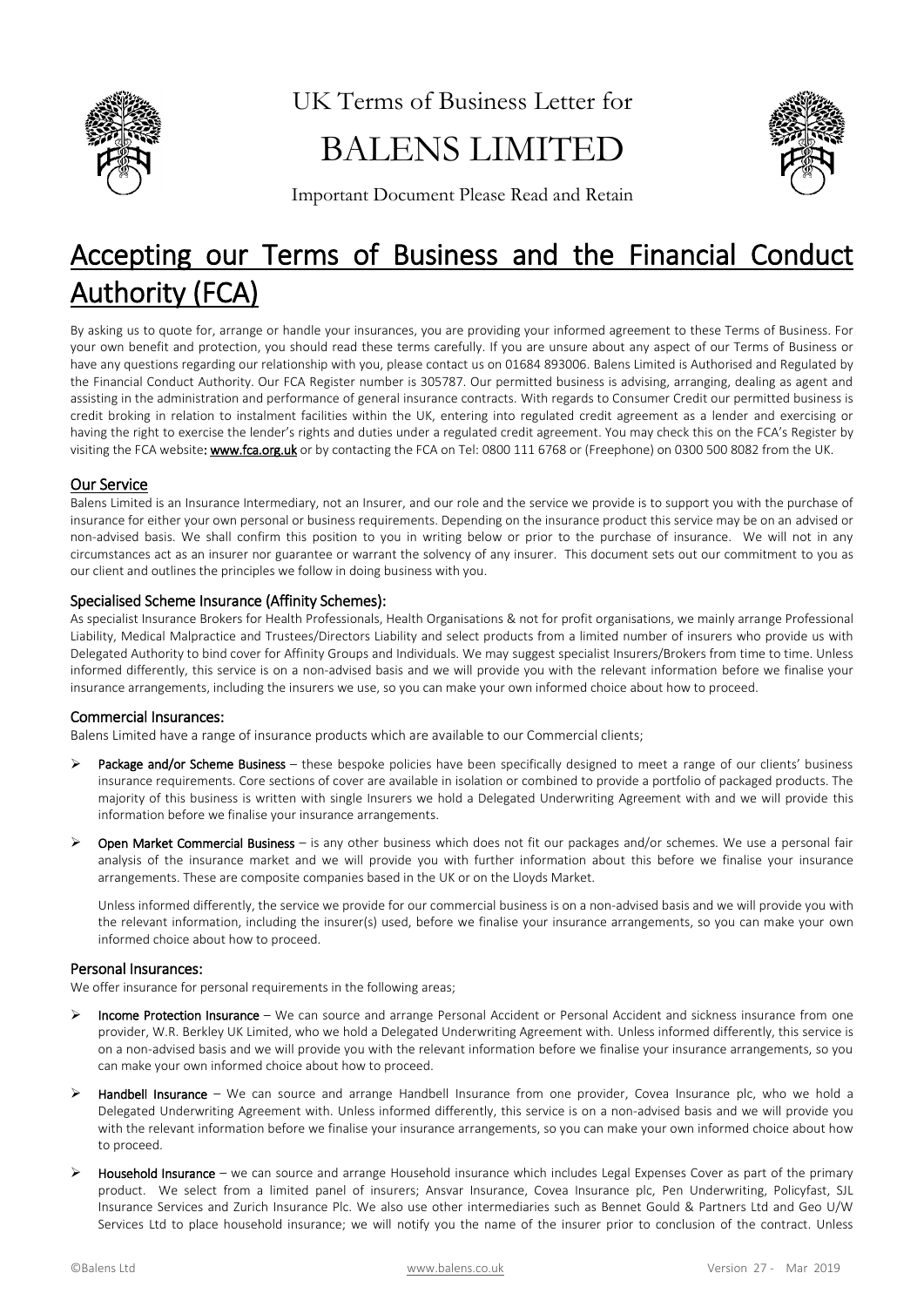UK Terms of Business Letter for

# BALENS LIMITED

Important Document Please Read and Retain

## Accepting our Terms of Business and the Financial Conduct Authority (FCA)

By asking us to quote for, arrange or handle your insurances, you are providing your informed agreement to these Terms of Business. For your own benefit and protection, you should read these terms carefully. If you are unsure about any aspect of our Terms of Business or have any questions regarding our relationship with you, please contact us on 01684 893006. Balens Limited is Authorised and Regulated by the Financial Conduct Authority. Our FCA Register number is 305787. Our permitted business is advising, arranging, dealing as agent and assisting in the administration and performance of general insurance contracts. With regards to Consumer Credit our permitted business is credit broking in relation to instalment facilities within the UK, entering into regulated credit agreement as a lender and exercising or having the right to exercise the lender's rights and duties under a regulated credit agreement. You may check this on the FCA's Register by visiting the FCA website**: www.fca.org.uk** or by contacting the FCA on Tel: 0800 111 6768 or (Freephone) on 0300 500 8082 from the UK.

### Our Service

Balens Limited is an Insurance Intermediary, not an Insurer, and our role and the service we provide is to support you with the purchase of insurance for either your own personal or business requirements. Depending on the insurance product this service may be on an advised or non-advised basis. We shall confirm this position to you in writing below or prior to the purchase of insurance. We will not in any circumstances act as an insurer nor guarantee or warrant the solvency of any insurer. This document sets out our commitment to you as our client and outlines the principles we follow in doing business with you.

### Specialised Scheme Insurance (Affinity Schemes):

As specialist Insurance Brokers for Health Professionals, Health Organisations & not for profit organisations, we mainly arrange Professional Liability, Medical Malpractice and Trustees/Directors Liability and select products from a limited number of insurers who provide us with Delegated Authority to bind cover for Affinity Groups and Individuals. We may suggest specialist Insurers/Brokers from time to time. Unless informed differently, this service is on a non-advised basis and we will provide you with the relevant information before we finalise your insurance arrangements, including the insurers we use, so you can make your own informed choice about how to proceed.

### Commercial Insurances:

Balens Limited have a range of insurance products which are available to our Commercial clients;

- **Package and/or Scheme Business** – these bespoke policies have been specifically designed to meet a range of our clients' business insurance requirements. Core sections of cover are available in isolation or combined to provide a portfolio of packaged products. The majority of this business is written with single Insurers we hold a Delegated Underwriting Agreement with and we will provide this information before we finalise your insurance arrangements.
- **Open Market Commercial Business** – is any other business which does not fit our packages and/or schemes. We use a personal fair analysis of the insurance market and we will provide you with further information about this before we finalise your insurance arrangements. These are composite companies based in the UK or on the Lloyds Market.

  Unless informed differently, the service we provide for our commercial business is on a non-advised basis and we will provide you with the relevant information, including the insurer(s) used, before we finalise your insurance arrangements, so you can make your own informed choice about how to proceed.

### Personal Insurances:

We offer insurance for personal requirements in the following areas;

- **Income Protection Insurance** – We can source and arrange Personal Accident or Personal Accident and sickness insurance from one provider, W.R. Berkley UK Limited, who we hold a Delegated Underwriting Agreement with. Unless informed differently, this service is on a non-advised basis and we will provide you with the relevant information before we finalise your insurance arrangements, so you can make your own informed choice about how to proceed.
- **Handbell Insurance** – We can source and arrange Handbell Insurance from one provider, Covea Insurance plc, who we hold a Delegated Underwriting Agreement with. Unless informed differently, this service is on a non-advised basis and we will provide you with the relevant information before we finalise your insurance arrangements, so you can make your own informed choice about how to proceed.
- **Household Insurance** – we can source and arrange Household insurance which includes Legal Expenses Cover as part of the primary product. We select from a limited panel of insurers; Ansvar Insurance, Covea Insurance plc, Pen Underwriting, Policyfast, SJL Insurance Services and Zurich Insurance Plc. We also use other intermediaries such as Bennet Gould & Partners Ltd and Geo U/W Services Ltd to place household insurance; we will notify you the name of the insurer prior to conclusion of the contract. Unless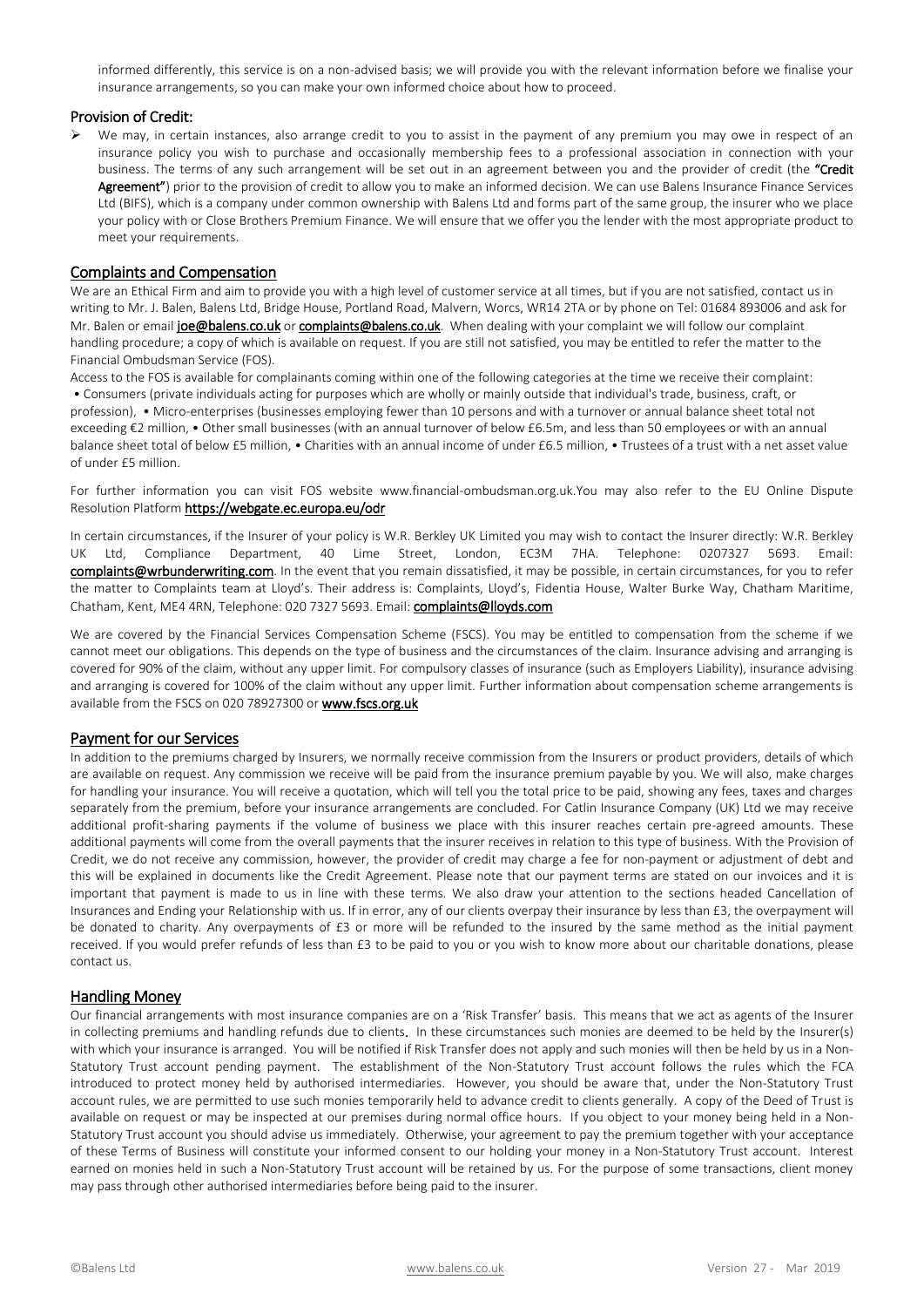informed differently, this service is on a non-advised basis; we will provide you with the relevant information before we finalise your insurance arrangements, so you can make your own informed choice about how to proceed.

## Provision of Credit:

- We may, in certain instances, also arrange credit to you to assist in the payment of any premium you may owe in respect of an insurance policy you wish to purchase and occasionally membership fees to a professional association in connection with your business. The terms of any such arrangement will be set out in an agreement between you and the provider of credit (the **"Credit Agreement"**) prior to the provision of credit to allow you to make an informed decision. We can use Balens Insurance Finance Services Ltd (BIFS), which is a company under common ownership with Balens Ltd and forms part of the same group, the insurer who we place your policy with or Close Brothers Premium Finance. We will ensure that we offer you the lender with the most appropriate product to meet your requirements.

## Complaints and Compensation

We are an Ethical Firm and aim to provide you with a high level of customer service at all times, but if you are not satisfied, contact us in writing to Mr. J. Balen, Balens Ltd, Bridge House, Portland Road, Malvern, Worcs, WR14 2TA or by phone on Tel: 01684 893006 and ask for Mr. Balen or email **joe@balens.co.uk** or **complaints@balens.co.uk**. When dealing with your complaint we will follow our complaint handling procedure; a copy of which is available on request. If you are still not satisfied, you may be entitled to refer the matter to the Financial Ombudsman Service (FOS).

Access to the FOS is available for complainants coming within one of the following categories at the time we receive their complaint: • Consumers (private individuals acting for purposes which are wholly or mainly outside that individual's trade, business, craft, or profession), • Micro-enterprises (businesses employing fewer than 10 persons and with a turnover or annual balance sheet total not exceeding €2 million, • Other small businesses (with an annual turnover of below £6.5m, and less than 50 employees or with an annual balance sheet total of below £5 million, • Charities with an annual income of under £6.5 million, • Trustees of a trust with a net asset value of under £5 million.

For further information you can visit FOS website www.financial-ombudsman.org.uk.You may also refer to the EU Online Dispute Resolution Platform **https://webgate.ec.europa.eu/odr**

In certain circumstances, if the Insurer of your policy is W.R. Berkley UK Limited you may wish to contact the Insurer directly: W.R. Berkley UK Ltd, Compliance Department, 40 Lime Street, London, EC3M 7HA. Telephone: 0207327 5693. Email: **complaints@wrbunderwriting.com**. In the event that you remain dissatisfied, it may be possible, in certain circumstances, for you to refer the matter to Complaints team at Lloyd's. Their address is: Complaints, Lloyd's, Fidentia House, Walter Burke Way, Chatham Maritime, Chatham, Kent, ME4 4RN, Telephone: 020 7327 5693. Email: **complaints@lloyds.com**

We are covered by the Financial Services Compensation Scheme (FSCS). You may be entitled to compensation from the scheme if we cannot meet our obligations. This depends on the type of business and the circumstances of the claim. Insurance advising and arranging is covered for 90% of the claim, without any upper limit. For compulsory classes of insurance (such as Employers Liability), insurance advising and arranging is covered for 100% of the claim without any upper limit. Further information about compensation scheme arrangements is available from the FSCS on 020 78927300 or **www.fscs.org.uk**

## Payment for our Services

In addition to the premiums charged by Insurers, we normally receive commission from the Insurers or product providers, details of which are available on request. Any commission we receive will be paid from the insurance premium payable by you. We will also, make charges for handling your insurance. You will receive a quotation, which will tell you the total price to be paid, showing any fees, taxes and charges separately from the premium, before your insurance arrangements are concluded. For Catlin Insurance Company (UK) Ltd we may receive additional profit-sharing payments if the volume of business we place with this insurer reaches certain pre-agreed amounts. These additional payments will come from the overall payments that the insurer receives in relation to this type of business. With the Provision of Credit, we do not receive any commission, however, the provider of credit may charge a fee for non-payment or adjustment of debt and this will be explained in documents like the Credit Agreement. Please note that our payment terms are stated on our invoices and it is important that payment is made to us in line with these terms. We also draw your attention to the sections headed Cancellation of Insurances and Ending your Relationship with us. If in error, any of our clients overpay their insurance by less than £3, the overpayment will be donated to charity. Any overpayments of £3 or more will be refunded to the insured by the same method as the initial payment received. If you would prefer refunds of less than £3 to be paid to you or you wish to know more about our charitable donations, please contact us.

## Handling Money

Our financial arrangements with most insurance companies are on a 'Risk Transfer' basis. This means that we act as agents of the Insurer in collecting premiums and handling refunds due to clients. In these circumstances such monies are deemed to be held by the Insurer(s) with which your insurance is arranged. You will be notified if Risk Transfer does not apply and such monies will then be held by us in a Non-Statutory Trust account pending payment. The establishment of the Non-Statutory Trust account follows the rules which the FCA introduced to protect money held by authorised intermediaries. However, you should be aware that, under the Non-Statutory Trust account rules, we are permitted to use such monies temporarily held to advance credit to clients generally. A copy of the Deed of Trust is available on request or may be inspected at our premises during normal office hours. If you object to your money being held in a Non-Statutory Trust account you should advise us immediately. Otherwise, your agreement to pay the premium together with your acceptance of these Terms of Business will constitute your informed consent to our holding your money in a Non-Statutory Trust account. Interest earned on monies held in such a Non-Statutory Trust account will be retained by us. For the purpose of some transactions, client money may pass through other authorised intermediaries before being paid to the insurer.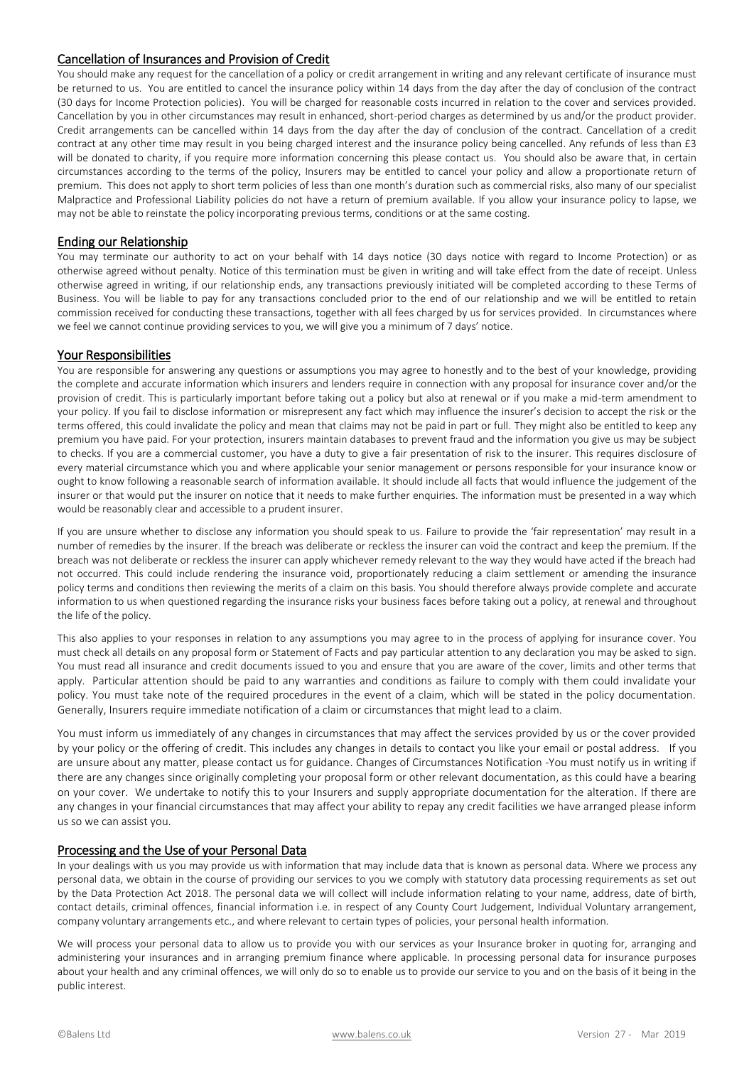## Cancellation of Insurances and Provision of Credit

You should make any request for the cancellation of a policy or credit arrangement in writing and any relevant certificate of insurance must be returned to us. You are entitled to cancel the insurance policy within 14 days from the day after the day of conclusion of the contract (30 days for Income Protection policies). You will be charged for reasonable costs incurred in relation to the cover and services provided. Cancellation by you in other circumstances may result in enhanced, short-period charges as determined by us and/or the product provider. Credit arrangements can be cancelled within 14 days from the day after the day of conclusion of the contract. Cancellation of a credit contract at any other time may result in you being charged interest and the insurance policy being cancelled. Any refunds of less than £3 will be donated to charity, if you require more information concerning this please contact us. You should also be aware that, in certain circumstances according to the terms of the policy, Insurers may be entitled to cancel your policy and allow a proportionate return of premium. This does not apply to short term policies of less than one month's duration such as commercial risks, also many of our specialist Malpractice and Professional Liability policies do not have a return of premium available. If you allow your insurance policy to lapse, we may not be able to reinstate the policy incorporating previous terms, conditions or at the same costing.

## Ending our Relationship

You may terminate our authority to act on your behalf with 14 days notice (30 days notice with regard to Income Protection) or as otherwise agreed without penalty. Notice of this termination must be given in writing and will take effect from the date of receipt. Unless otherwise agreed in writing, if our relationship ends, any transactions previously initiated will be completed according to these Terms of Business. You will be liable to pay for any transactions concluded prior to the end of our relationship and we will be entitled to retain commission received for conducting these transactions, together with all fees charged by us for services provided. In circumstances where we feel we cannot continue providing services to you, we will give you a minimum of 7 days' notice.

## Your Responsibilities

You are responsible for answering any questions or assumptions you may agree to honestly and to the best of your knowledge, providing the complete and accurate information which insurers and lenders require in connection with any proposal for insurance cover and/or the provision of credit. This is particularly important before taking out a policy but also at renewal or if you make a mid-term amendment to your policy. If you fail to disclose information or misrepresent any fact which may influence the insurer's decision to accept the risk or the terms offered, this could invalidate the policy and mean that claims may not be paid in part or full. They might also be entitled to keep any premium you have paid. For your protection, insurers maintain databases to prevent fraud and the information you give us may be subject to checks. If you are a commercial customer, you have a duty to give a fair presentation of risk to the insurer. This requires disclosure of every material circumstance which you and where applicable your senior management or persons responsible for your insurance know or ought to know following a reasonable search of information available. It should include all facts that would influence the judgement of the insurer or that would put the insurer on notice that it needs to make further enquiries. The information must be presented in a way which would be reasonably clear and accessible to a prudent insurer.

If you are unsure whether to disclose any information you should speak to us. Failure to provide the 'fair representation' may result in a number of remedies by the insurer. If the breach was deliberate or reckless the insurer can void the contract and keep the premium. If the breach was not deliberate or reckless the insurer can apply whichever remedy relevant to the way they would have acted if the breach had not occurred. This could include rendering the insurance void, proportionately reducing a claim settlement or amending the insurance policy terms and conditions then reviewing the merits of a claim on this basis. You should therefore always provide complete and accurate information to us when questioned regarding the insurance risks your business faces before taking out a policy, at renewal and throughout the life of the policy.

This also applies to your responses in relation to any assumptions you may agree to in the process of applying for insurance cover. You must check all details on any proposal form or Statement of Facts and pay particular attention to any declaration you may be asked to sign. You must read all insurance and credit documents issued to you and ensure that you are aware of the cover, limits and other terms that apply. Particular attention should be paid to any warranties and conditions as failure to comply with them could invalidate your policy. You must take note of the required procedures in the event of a claim, which will be stated in the policy documentation. Generally, Insurers require immediate notification of a claim or circumstances that might lead to a claim.

You must inform us immediately of any changes in circumstances that may affect the services provided by us or the cover provided by your policy or the offering of credit. This includes any changes in details to contact you like your email or postal address. If you are unsure about any matter, please contact us for guidance. Changes of Circumstances Notification -You must notify us in writing if there are any changes since originally completing your proposal form or other relevant documentation, as this could have a bearing on your cover. We undertake to notify this to your Insurers and supply appropriate documentation for the alteration. If there are any changes in your financial circumstances that may affect your ability to repay any credit facilities we have arranged please inform us so we can assist you.

## Processing and the Use of your Personal Data

In your dealings with us you may provide us with information that may include data that is known as personal data. Where we process any personal data, we obtain in the course of providing our services to you we comply with statutory data processing requirements as set out by the Data Protection Act 2018. The personal data we will collect will include information relating to your name, address, date of birth, contact details, criminal offences, financial information i.e. in respect of any County Court Judgement, Individual Voluntary arrangement, company voluntary arrangements etc., and where relevant to certain types of policies, your personal health information.

We will process your personal data to allow us to provide you with our services as your Insurance broker in quoting for, arranging and administering your insurances and in arranging premium finance where applicable. In processing personal data for insurance purposes about your health and any criminal offences, we will only do so to enable us to provide our service to you and on the basis of it being in the public interest.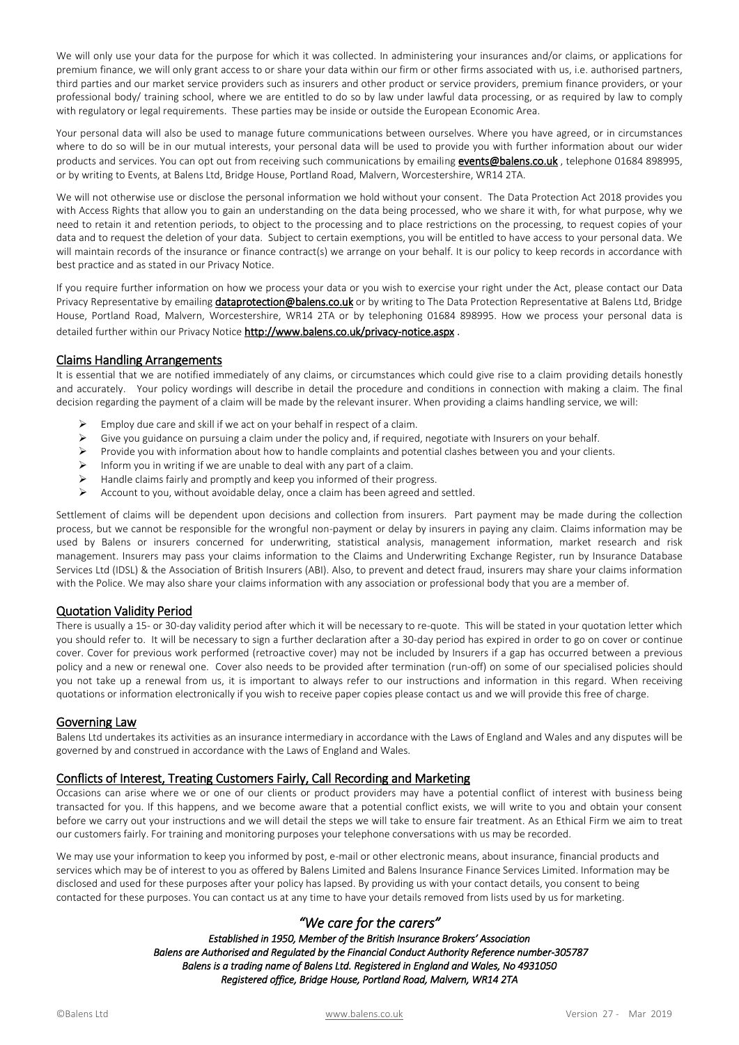We will only use your data for the purpose for which it was collected. In administering your insurances and/or claims, or applications for premium finance, we will only grant access to or share your data within our firm or other firms associated with us, i.e. authorised partners, third parties and our market service providers such as insurers and other product or service providers, premium finance providers, or your professional body/ training school, where we are entitled to do so by law under lawful data processing, or as required by law to comply with regulatory or legal requirements. These parties may be inside or outside the European Economic Area.

Your personal data will also be used to manage future communications between ourselves. Where you have agreed, or in circumstances where to do so will be in our mutual interests, your personal data will be used to provide you with further information about our wider products and services. You can opt out from receiving such communications by emailing **events@balens.co.uk** , telephone 01684 898995, or by writing to Events, at Balens Ltd, Bridge House, Portland Road, Malvern, Worcestershire, WR14 2TA.

We will not otherwise use or disclose the personal information we hold without your consent. The Data Protection Act 2018 provides you with Access Rights that allow you to gain an understanding on the data being processed, who we share it with, for what purpose, why we need to retain it and retention periods, to object to the processing and to place restrictions on the processing, to request copies of your data and to request the deletion of your data. Subject to certain exemptions, you will be entitled to have access to your personal data. We will maintain records of the insurance or finance contract(s) we arrange on your behalf. It is our policy to keep records in accordance with best practice and as stated in our Privacy Notice.

If you require further information on how we process your data or you wish to exercise your right under the Act, please contact our Data Privacy Representative by emailing **dataprotection@balens.co.uk** or by writing to The Data Protection Representative at Balens Ltd, Bridge House, Portland Road, Malvern, Worcestershire, WR14 2TA or by telephoning 01684 898995. How we process your personal data is detailed further within our Privacy Notice **http://www.balens.co.uk/privacy-notice.aspx** .

## Claims Handling Arrangements

It is essential that we are notified immediately of any claims, or circumstances which could give rise to a claim providing details honestly and accurately. Your policy wordings will describe in detail the procedure and conditions in connection with making a claim. The final decision regarding the payment of a claim will be made by the relevant insurer. When providing a claims handling service, we will:

- Employ due care and skill if we act on your behalf in respect of a claim.
- Give you guidance on pursuing a claim under the policy and, if required, negotiate with Insurers on your behalf.
- Provide you with information about how to handle complaints and potential clashes between you and your clients.
- Inform you in writing if we are unable to deal with any part of a claim.
- Handle claims fairly and promptly and keep you informed of their progress.
- Account to you, without avoidable delay, once a claim has been agreed and settled.

Settlement of claims will be dependent upon decisions and collection from insurers. Part payment may be made during the collection process, but we cannot be responsible for the wrongful non-payment or delay by insurers in paying any claim. Claims information may be used by Balens or insurers concerned for underwriting, statistical analysis, management information, market research and risk management. Insurers may pass your claims information to the Claims and Underwriting Exchange Register, run by Insurance Database Services Ltd (IDSL) & the Association of British Insurers (ABI). Also, to prevent and detect fraud, insurers may share your claims information with the Police. We may also share your claims information with any association or professional body that you are a member of.

## Quotation Validity Period

There is usually a 15- or 30-day validity period after which it will be necessary to re-quote. This will be stated in your quotation letter which you should refer to. It will be necessary to sign a further declaration after a 30-day period has expired in order to go on cover or continue cover. Cover for previous work performed (retroactive cover) may not be included by Insurers if a gap has occurred between a previous policy and a new or renewal one. Cover also needs to be provided after termination (run-off) on some of our specialised policies should you not take up a renewal from us, it is important to always refer to our instructions and information in this regard. When receiving quotations or information electronically if you wish to receive paper copies please contact us and we will provide this free of charge.

## Governing Law

Balens Ltd undertakes its activities as an insurance intermediary in accordance with the Laws of England and Wales and any disputes will be governed by and construed in accordance with the Laws of England and Wales.

## Conflicts of Interest, Treating Customers Fairly, Call Recording and Marketing

Occasions can arise where we or one of our clients or product providers may have a potential conflict of interest with business being transacted for you. If this happens, and we become aware that a potential conflict exists, we will write to you and obtain your consent before we carry out your instructions and we will detail the steps we will take to ensure fair treatment. As an Ethical Firm we aim to treat our customers fairly. For training and monitoring purposes your telephone conversations with us may be recorded.

We may use your information to keep you informed by post, e-mail or other electronic means, about insurance, financial products and services which may be of interest to you as offered by Balens Limited and Balens Insurance Finance Services Limited. Information may be disclosed and used for these purposes after your policy has lapsed. By providing us with your contact details, you consent to being contacted for these purposes. You can contact us at any time to have your details removed from lists used by us for marketing.

*"We care for the carers"*

*Established in 1950, Member of the British Insurance Brokers' Association*
*Balens are Authorised and Regulated by the Financial Conduct Authority Reference number-305787*
*Balens is a trading name of Balens Ltd. Registered in England and Wales, No 4931050*
*Registered office, Bridge House, Portland Road, Malvern, WR14 2TA*

©Balens Ltd www.balens.co.uk Version 27 - Mar 2019